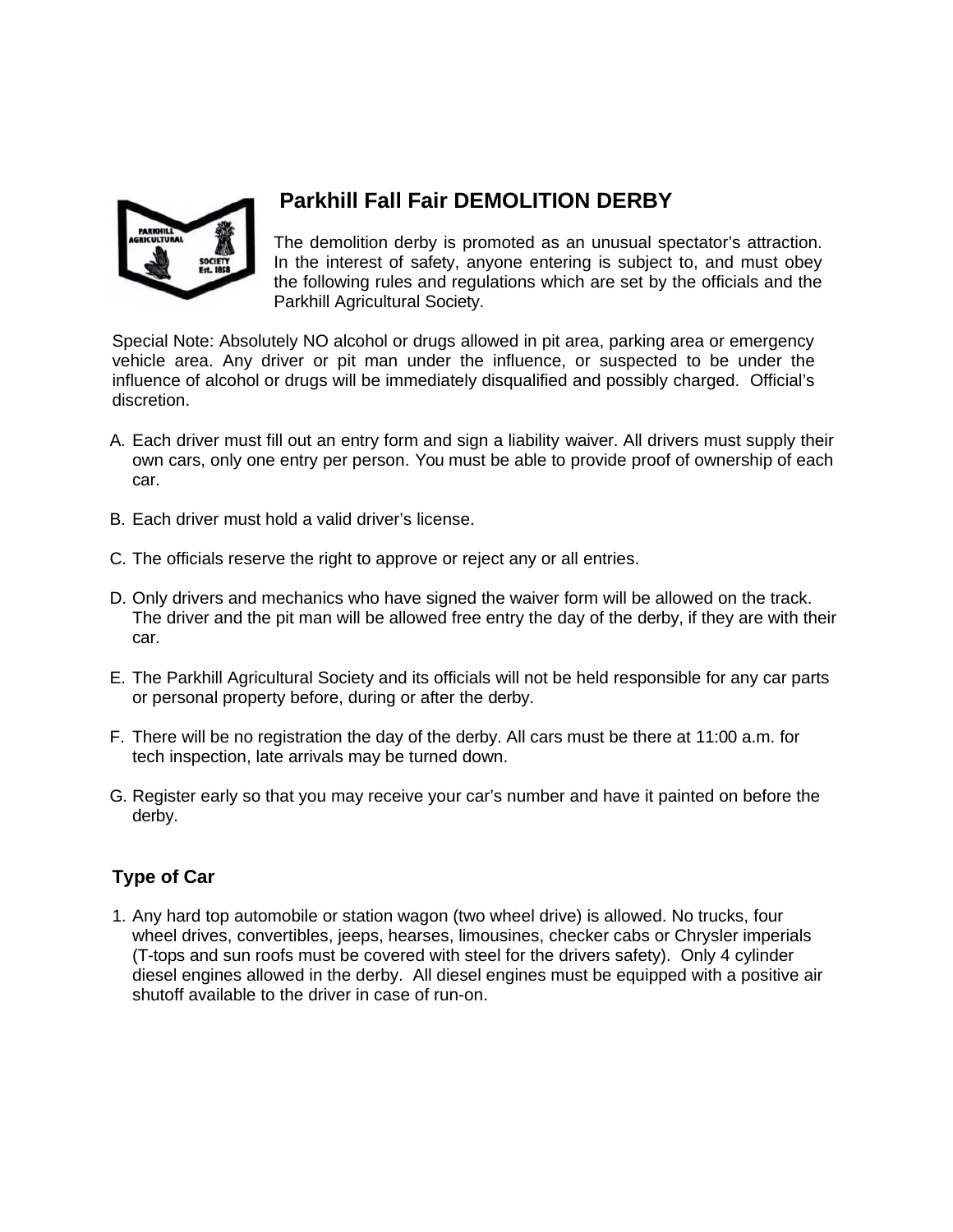# Parkhill Fall Fair DEMOLITION DERBY

The demolition derby is promoted as an unusual spectator's attraction. In the interest of safety, anyone entering is subject to, and must obey the following rules and regulations which are set by the officials and the Parkhill Agricultural Society.

Special Note: Absolutely NO alcohol or drugs allowed in pit area, parking area or emergency vehicle area. Any driver or pit man under the influence, or suspected to be under the influence of alcohol or drugs will be immediately disqualified and possibly charged. Official's discretion.

A. Each driver must fill out an entry form and sign a liability waiver. All drivers must supply their own cars, only one entry per person. You must be able to provide proof of ownership of each car.

B. Each driver must hold a valid driver's license.

C. The officials reserve the right to approve or reject any or all entries.

D. Only drivers and mechanics who have signed the waiver form will be allowed on the track. The driver and the pit man will be allowed free entry the day of the derby, if they are with their car.

E. The Parkhill Agricultural Society and its officials will not be held responsible for any car parts or personal property before, during or after the derby.

F. There will be no registration the day of the derby. All cars must be there at 11:00 a.m. for tech inspection, late arrivals may be turned down.

G. Register early so that you may receive your car's number and have it painted on before the derby.

## Type of Car

1. Any hard top automobile or station wagon (two wheel drive) is allowed. No trucks, four wheel drives, convertibles, jeeps, hearses, limousines, checker cabs or Chrysler imperials (T-tops and sun roofs must be covered with steel for the drivers safety). Only 4 cylinder diesel engines allowed in the derby. All diesel engines must be equipped with a positive air shutoff available to the driver in case of run-on.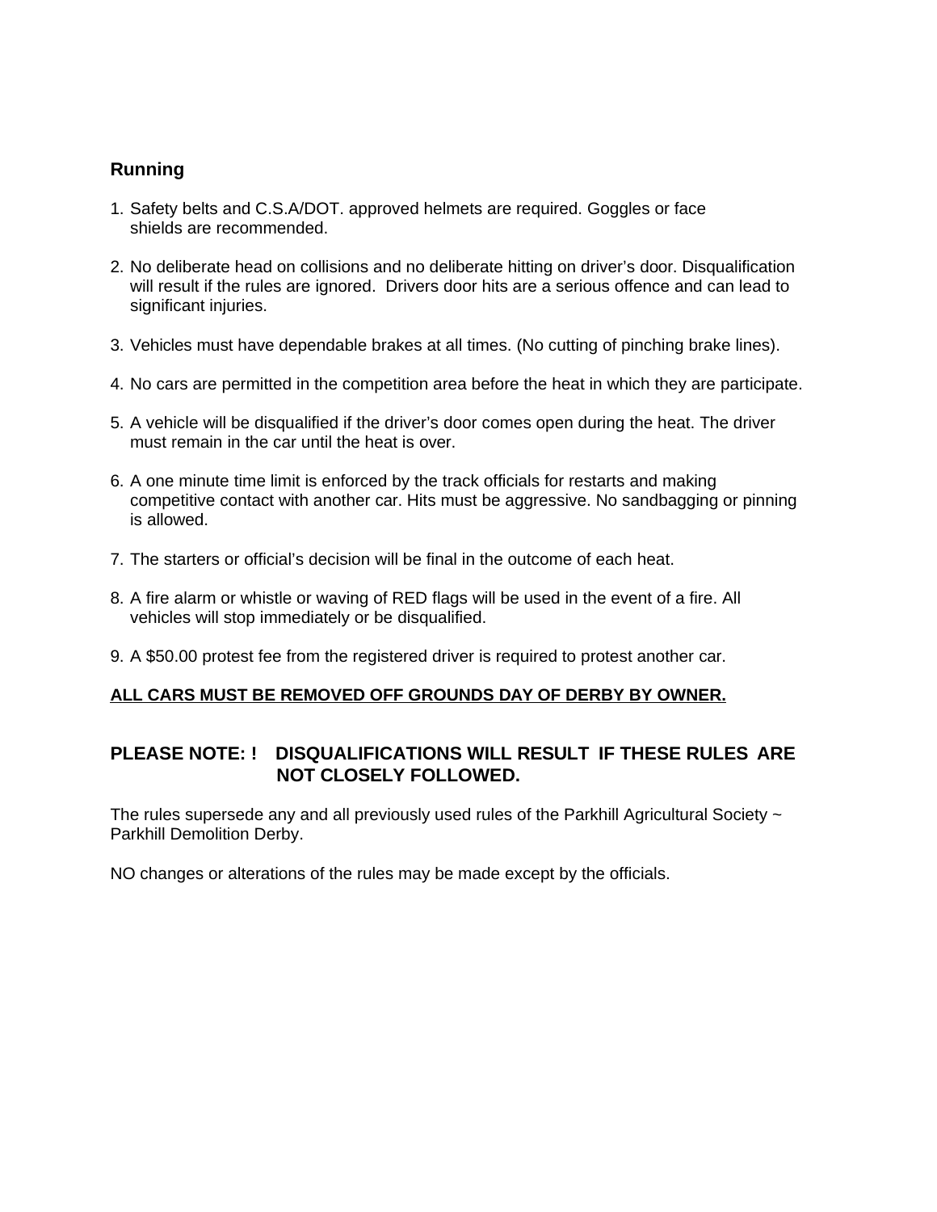## Running

1. Safety belts and C.S.A/DOT. approved helmets are required. Goggles or face shields are recommended.

2. No deliberate head on collisions and no deliberate hitting on driver's door. Disqualification will result if the rules are ignored. Drivers door hits are a serious offence and can lead to significant injuries.

3. Vehicles must have dependable brakes at all times. (No cutting of pinching brake lines).

4. No cars are permitted in the competition area before the heat in which they are participate.

5. A vehicle will be disqualified if the driver's door comes open during the heat. The driver must remain in the car until the heat is over.

6. A one minute time limit is enforced by the track officials for restarts and making competitive contact with another car. Hits must be aggressive. No sandbagging or pinning is allowed.

7. The starters or official's decision will be final in the outcome of each heat.

8. A fire alarm or whistle or waving of RED flags will be used in the event of a fire. All vehicles will stop immediately or be disqualified.

9. A $50.00 protest fee from the registered driver is required to protest another car.

**<u>ALL CARS MUST BE REMOVED OFF GROUNDS DAY OF DERBY BY OWNER.</u>**

**PLEASE NOTE: ! DISQUALIFICATIONS WILL RESULT IF THESE RULES ARE NOT CLOSELY FOLLOWED.**

The rules supersede any and all previously used rules of the Parkhill Agricultural Society ~ Parkhill Demolition Derby.

NO changes or alterations of the rules may be made except by the officials.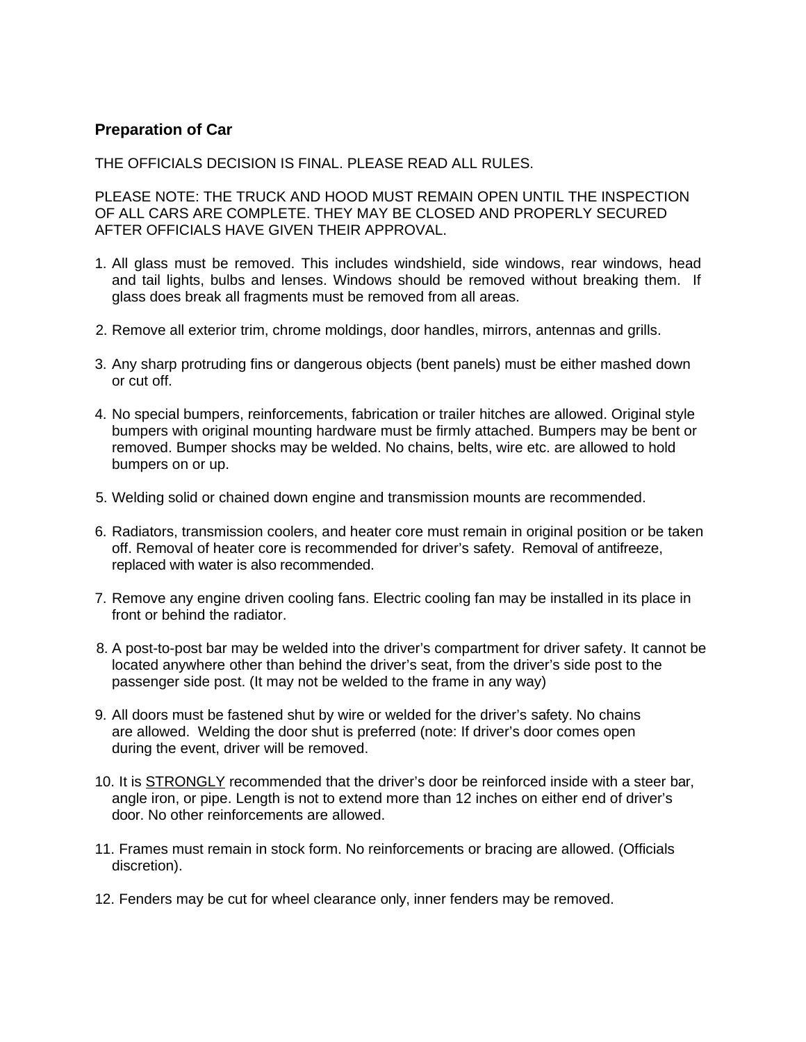## Preparation of Car

THE OFFICIALS DECISION IS FINAL. PLEASE READ ALL RULES.

PLEASE NOTE: THE TRUCK AND HOOD MUST REMAIN OPEN UNTIL THE INSPECTION OF ALL CARS ARE COMPLETE. THEY MAY BE CLOSED AND PROPERLY SECURED AFTER OFFICIALS HAVE GIVEN THEIR APPROVAL.

1. All glass must be removed. This includes windshield, side windows, rear windows, head and tail lights, bulbs and lenses. Windows should be removed without breaking them. If glass does break all fragments must be removed from all areas.

2. Remove all exterior trim, chrome moldings, door handles, mirrors, antennas and grills.

3. Any sharp protruding fins or dangerous objects (bent panels) must be either mashed down or cut off.

4. No special bumpers, reinforcements, fabrication or trailer hitches are allowed. Original style bumpers with original mounting hardware must be firmly attached. Bumpers may be bent or removed. Bumper shocks may be welded. No chains, belts, wire etc. are allowed to hold bumpers on or up.

5. Welding solid or chained down engine and transmission mounts are recommended.

6. Radiators, transmission coolers, and heater core must remain in original position or be taken off. Removal of heater core is recommended for driver's safety. Removal of antifreeze, replaced with water is also recommended.

7. Remove any engine driven cooling fans. Electric cooling fan may be installed in its place in front or behind the radiator.

8. A post-to-post bar may be welded into the driver's compartment for driver safety. It cannot be located anywhere other than behind the driver's seat, from the driver's side post to the passenger side post. (It may not be welded to the frame in any way)

9. All doors must be fastened shut by wire or welded for the driver's safety. No chains are allowed. Welding the door shut is preferred (note: If driver's door comes open during the event, driver will be removed.

10. It is <u>STRONGLY</u> recommended that the driver's door be reinforced inside with a steer bar, angle iron, or pipe. Length is not to extend more than 12 inches on either end of driver's door. No other reinforcements are allowed.

11. Frames must remain in stock form. No reinforcements or bracing are allowed. (Officials discretion).

12. Fenders may be cut for wheel clearance only, inner fenders may be removed.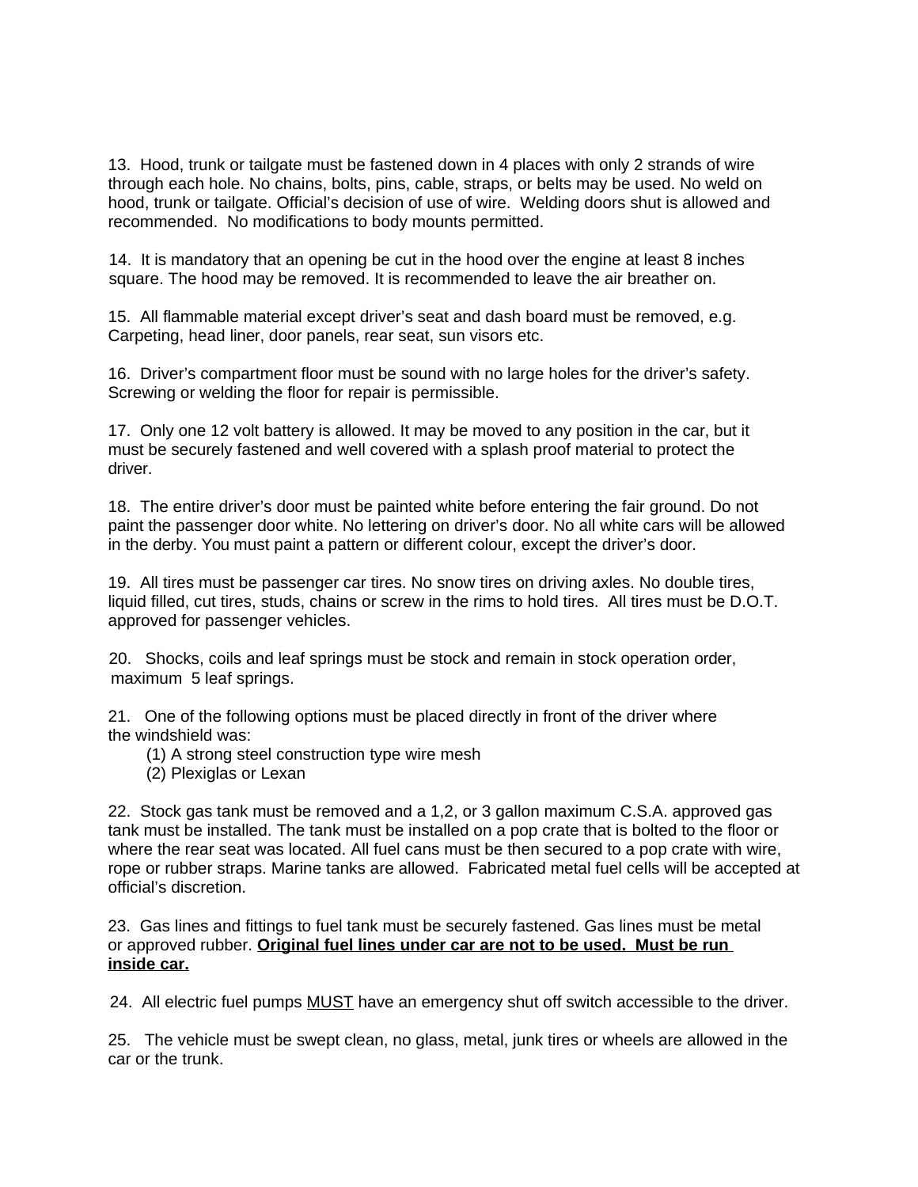13. Hood, trunk or tailgate must be fastened down in 4 places with only 2 strands of wire through each hole. No chains, bolts, pins, cable, straps, or belts may be used. No weld on hood, trunk or tailgate. Official's decision of use of wire. Welding doors shut is allowed and recommended. No modifications to body mounts permitted.

14. It is mandatory that an opening be cut in the hood over the engine at least 8 inches square. The hood may be removed. It is recommended to leave the air breather on.

15. All flammable material except driver's seat and dash board must be removed, e.g. Carpeting, head liner, door panels, rear seat, sun visors etc.

16. Driver's compartment floor must be sound with no large holes for the driver's safety. Screwing or welding the floor for repair is permissible.

17. Only one 12 volt battery is allowed. It may be moved to any position in the car, but it must be securely fastened and well covered with a splash proof material to protect the driver.

18. The entire driver's door must be painted white before entering the fair ground. Do not paint the passenger door white. No lettering on driver's door. No all white cars will be allowed in the derby. You must paint a pattern or different colour, except the driver's door.

19. All tires must be passenger car tires. No snow tires on driving axles. No double tires, liquid filled, cut tires, studs, chains or screw in the rims to hold tires. All tires must be D.O.T. approved for passenger vehicles.

20. Shocks, coils and leaf springs must be stock and remain in stock operation order, maximum 5 leaf springs.

21. One of the following options must be placed directly in front of the driver where the windshield was:

(1) A strong steel construction type wire mesh
(2) Plexiglas or Lexan

22. Stock gas tank must be removed and a 1,2, or 3 gallon maximum C.S.A. approved gas tank must be installed. The tank must be installed on a pop crate that is bolted to the floor or where the rear seat was located. All fuel cans must be then secured to a pop crate with wire, rope or rubber straps. Marine tanks are allowed. Fabricated metal fuel cells will be accepted at official's discretion.

23. Gas lines and fittings to fuel tank must be securely fastened. Gas lines must be metal or approved rubber. **Original fuel lines under car are not to be used. Must be run inside car.**

24. All electric fuel pumps MUST have an emergency shut off switch accessible to the driver.

25. The vehicle must be swept clean, no glass, metal, junk tires or wheels are allowed in the car or the trunk.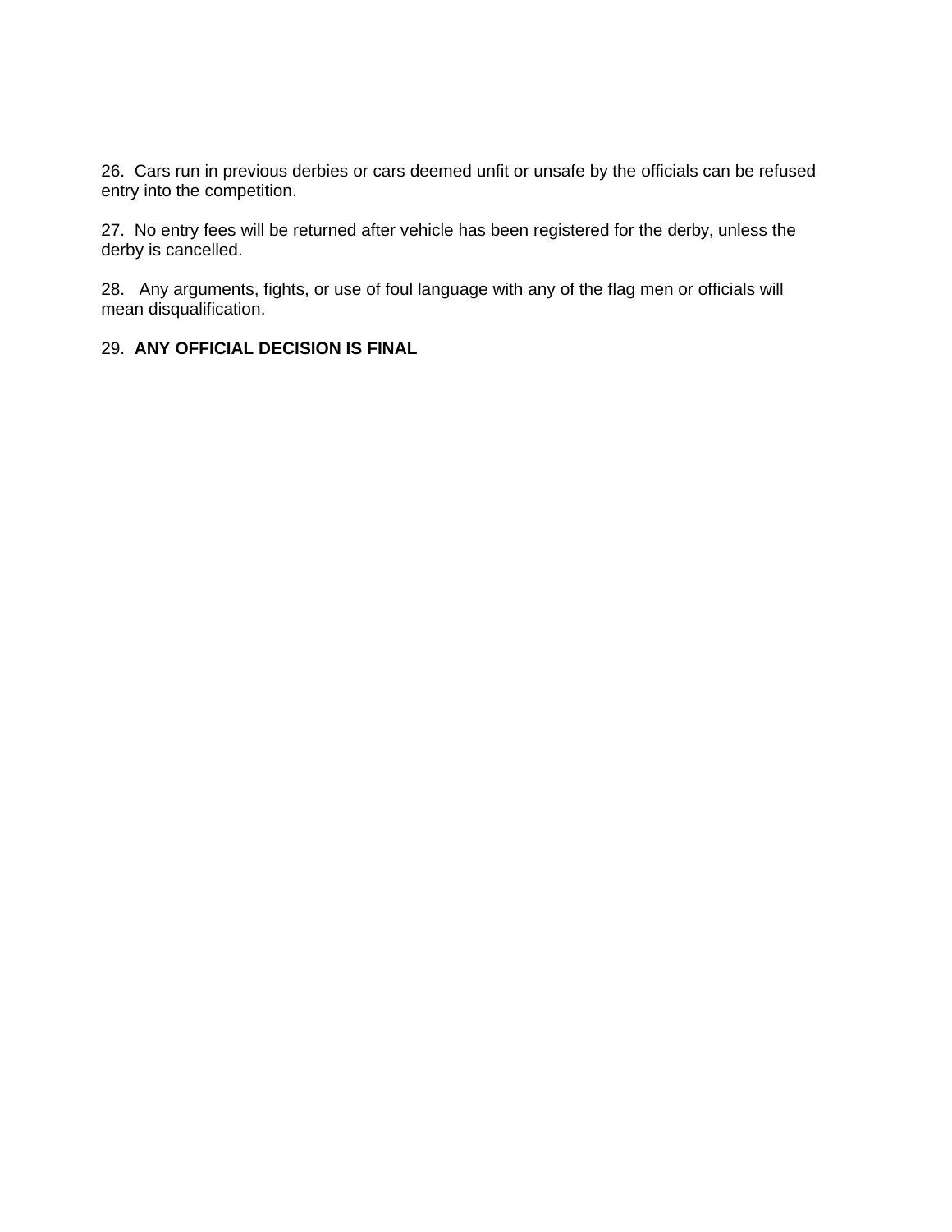26. Cars run in previous derbies or cars deemed unfit or unsafe by the officials can be refused entry into the competition.

27. No entry fees will be returned after vehicle has been registered for the derby, unless the derby is cancelled.

28. Any arguments, fights, or use of foul language with any of the flag men or officials will mean disqualification.

29. **ANY OFFICIAL DECISION IS FINAL**